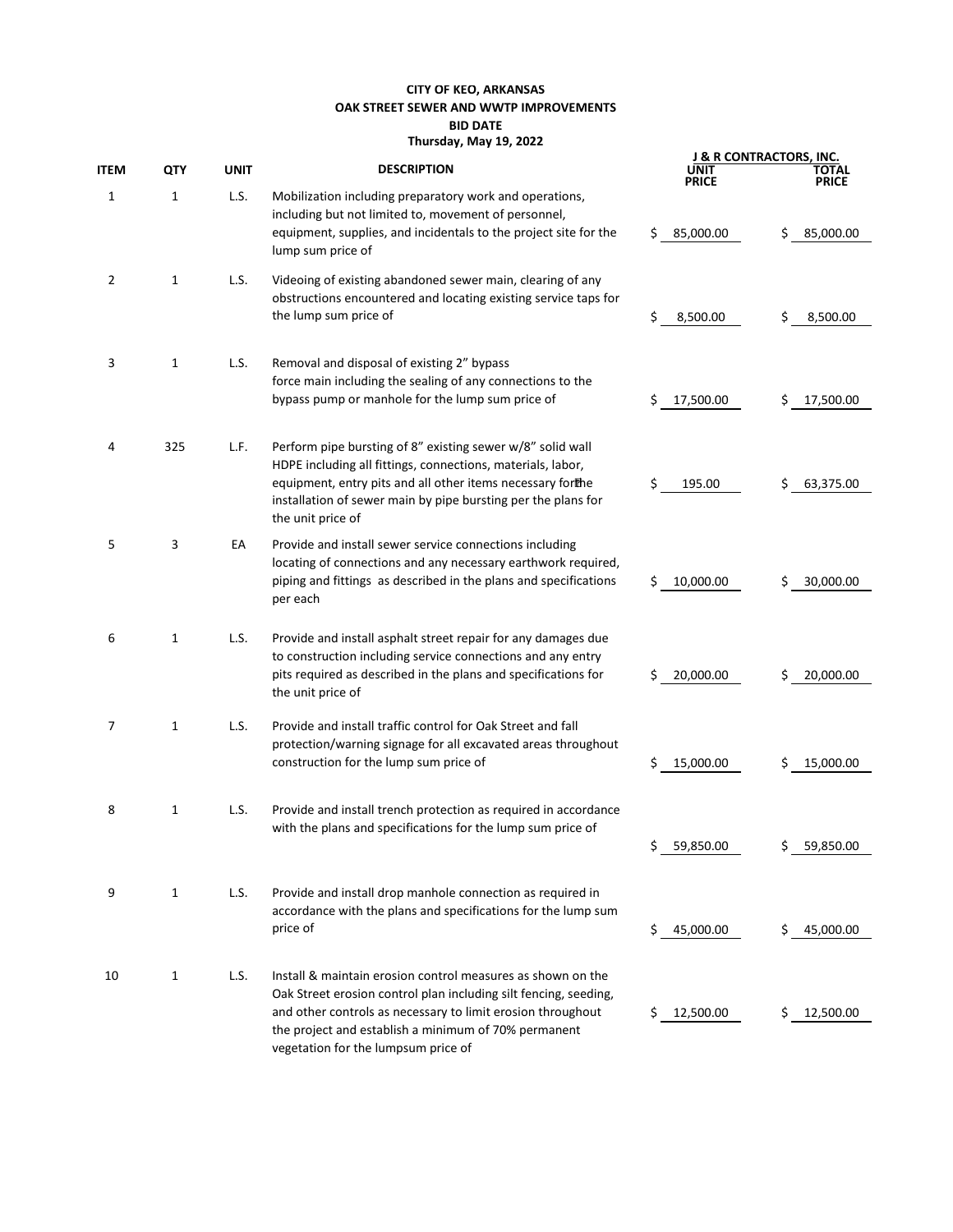**CITY OF KEO, ARKANSAS**
**OAK STREET SEWER AND WWTP IMPROVEMENTS**
**BID DATE**
**Thursday, May 19, 2022**

| ITEM | QTY | UNIT | DESCRIPTION | J & R CONTRACTORS, INC. UNIT PRICE | TOTAL PRICE |
|---|---|---|---|---|---|
| 1 | 1 | L.S. | Mobilization including preparatory work and operations, including but not limited to, movement of personnel, equipment, supplies, and incidentals to the project site for the lump sum price of | $ 85,000.00 | $ 85,000.00 |
| 2 | 1 | L.S. | Videoing of existing abandoned sewer main, clearing of any obstructions encountered and locating existing service taps for the lump sum price of | $ 8,500.00 | $ 8,500.00 |
| 3 | 1 | L.S. | Removal and disposal of existing 2" bypass force main including the sealing of any connections to the bypass pump or manhole for the lump sum price of | $ 17,500.00 | $ 17,500.00 |
| 4 | 325 | L.F. | Perform pipe bursting of 8" existing sewer w/8" solid wall HDPE including all fittings, connections, materials, labor, equipment, entry pits and all other items necessary for the installation of sewer main by pipe bursting per the plans for the unit price of | $ 195.00 | $ 63,375.00 |
| 5 | 3 | EA | Provide and install sewer service connections including locating of connections and any necessary earthwork required, piping and fittings as described in the plans and specifications per each | $ 10,000.00 | $ 30,000.00 |
| 6 | 1 | L.S. | Provide and install asphalt street repair for any damages due to construction including service connections and any entry pits required as described in the plans and specifications for the unit price of | $ 20,000.00 | $ 20,000.00 |
| 7 | 1 | L.S. | Provide and install traffic control for Oak Street and fall protection/warning signage for all excavated areas throughout construction for the lump sum price of | $ 15,000.00 | $ 15,000.00 |
| 8 | 1 | L.S. | Provide and install trench protection as required in accordance with the plans and specifications for the lump sum price of | $ 59,850.00 | $ 59,850.00 |
| 9 | 1 | L.S. | Provide and install drop manhole connection as required in accordance with the plans and specifications for the lump sum price of | $ 45,000.00 | $ 45,000.00 |
| 10 | 1 | L.S. | Install & maintain erosion control measures as shown on the Oak Street erosion control plan including silt fencing, seeding, and other controls as necessary to limit erosion throughout the project and establish a minimum of 70% permanent vegetation for the lumpsum price of | $ 12,500.00 | $ 12,500.00 |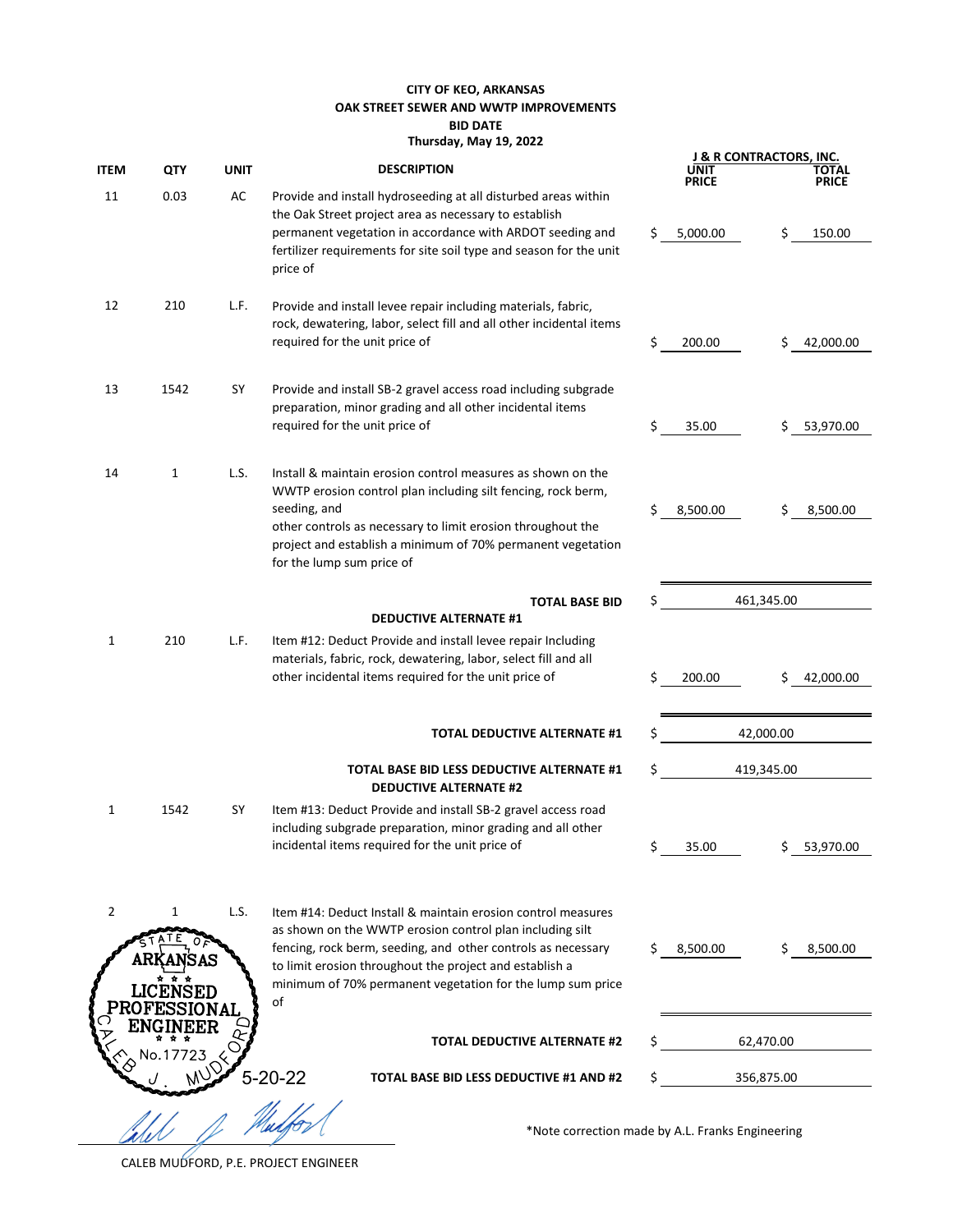**CITY OF KEO, ARKANSAS**
**OAK STREET SEWER AND WWTP IMPROVEMENTS**
**BID DATE**
**Thursday, May 19, 2022**

| ITEM | QTY | UNIT | DESCRIPTION | J & R CONTRACTORS, INC. UNIT PRICE | TOTAL PRICE |
|---|---|---|---|---|---|
| 11 | 0.03 | AC | Provide and install hydroseeding at all disturbed areas within the Oak Street project area as necessary to establish permanent vegetation in accordance with ARDOT seeding and fertilizer requirements for site soil type and season for the unit price of | $ 5,000.00 | $ 150.00 |
| 12 | 210 | L.F. | Provide and install levee repair including materials, fabric, rock, dewatering, labor, select fill and all other incidental items required for the unit price of | $ 200.00 | $ 42,000.00 |
| 13 | 1542 | SY | Provide and install SB-2 gravel access road including subgrade preparation, minor grading and all other incidental items required for the unit price of | $ 35.00 | $ 53,970.00 |
| 14 | 1 | L.S. | Install & maintain erosion control measures as shown on the WWTP erosion control plan including silt fencing, rock berm, seeding, and other controls as necessary to limit erosion throughout the project and establish a minimum of 70% permanent vegetation for the lump sum price of | $ 8,500.00 | $ 8,500.00 |
| | | | **TOTAL BASE BID** | $ 461,345.00 | |
| | | | **DEDUCTIVE ALTERNATE #1** | | |
| 1 | 210 | L.F. | Item #12: Deduct Provide and install levee repair Including materials, fabric, rock, dewatering, labor, select fill and all other incidental items required for the unit price of | $ 200.00 | $ 42,000.00 |
| | | | **TOTAL DEDUCTIVE ALTERNATE #1** | $ 42,000.00 | |
| | | | **TOTAL BASE BID LESS DEDUCTIVE ALTERNATE #1** | $ 419,345.00 | |
| | | | **DEDUCTIVE ALTERNATE #2** | | |
| 1 | 1542 | SY | Item #13: Deduct Provide and install SB-2 gravel access road including subgrade preparation, minor grading and all other incidental items required for the unit price of | $ 35.00 | $ 53,970.00 |
| 2 | 1 | L.S. | Item #14: Deduct Install & maintain erosion control measures as shown on the WWTP erosion control plan including silt fencing, rock berm, seeding, and other controls as necessary to limit erosion throughout the project and establish a minimum of 70% permanent vegetation for the lump sum price of | $ 8,500.00 | $ 8,500.00 |
| | | | **TOTAL DEDUCTIVE ALTERNATE #2** | $ 62,470.00 | |
| | | | **TOTAL BASE BID LESS DEDUCTIVE #1 AND #2** | $ 356,875.00 | |

STATE OF ARKANSAS LICENSED PROFESSIONAL ENGINEER No.17723 CALEB J. MUDFORD

5-20-22

CALEB MUDFORD, P.E. PROJECT ENGINEER

*Note correction made by A.L. Franks Engineering